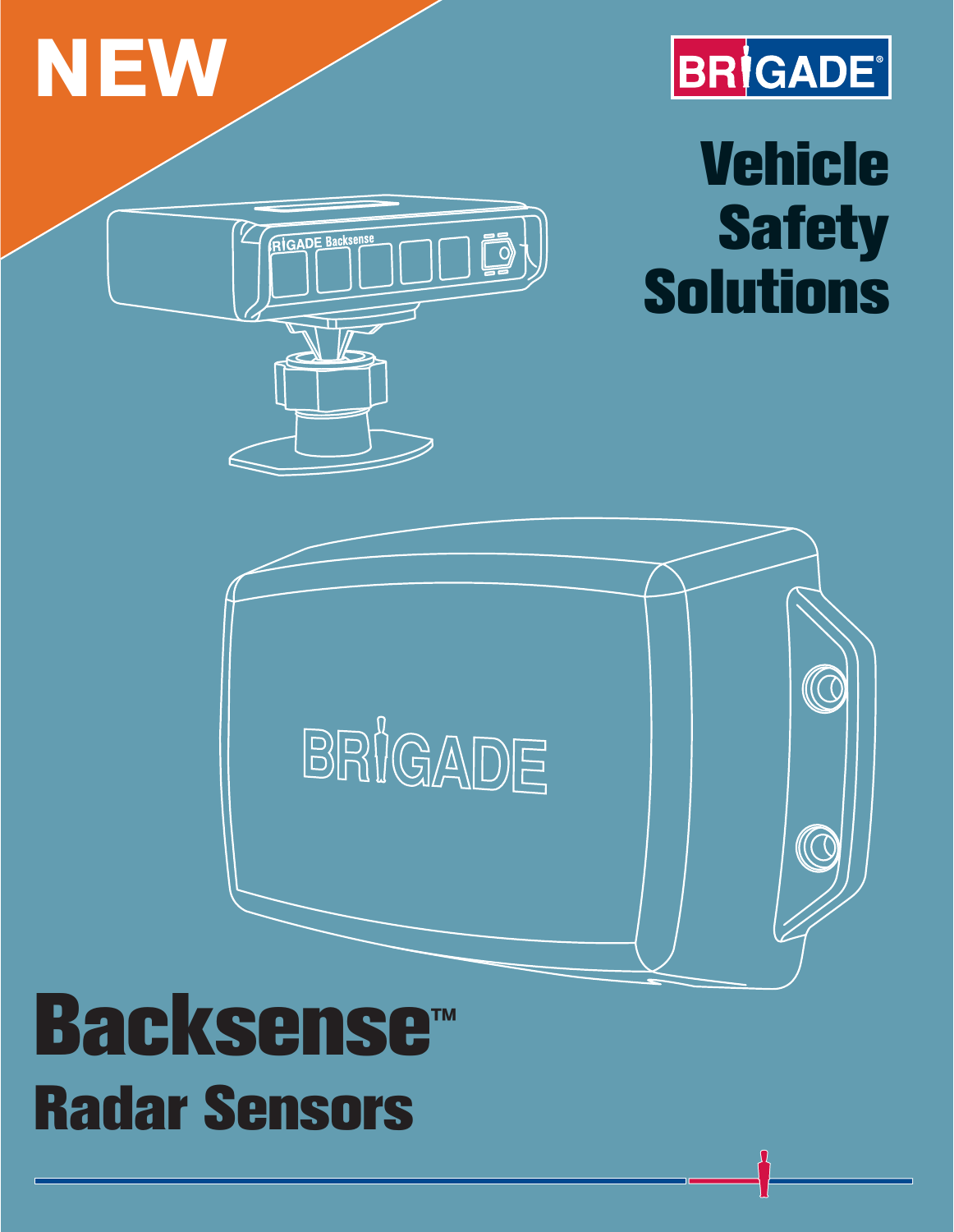NEW

BRIGADE®

# Vehicle Safety Solutions

# Backsense™

## Radar Sensors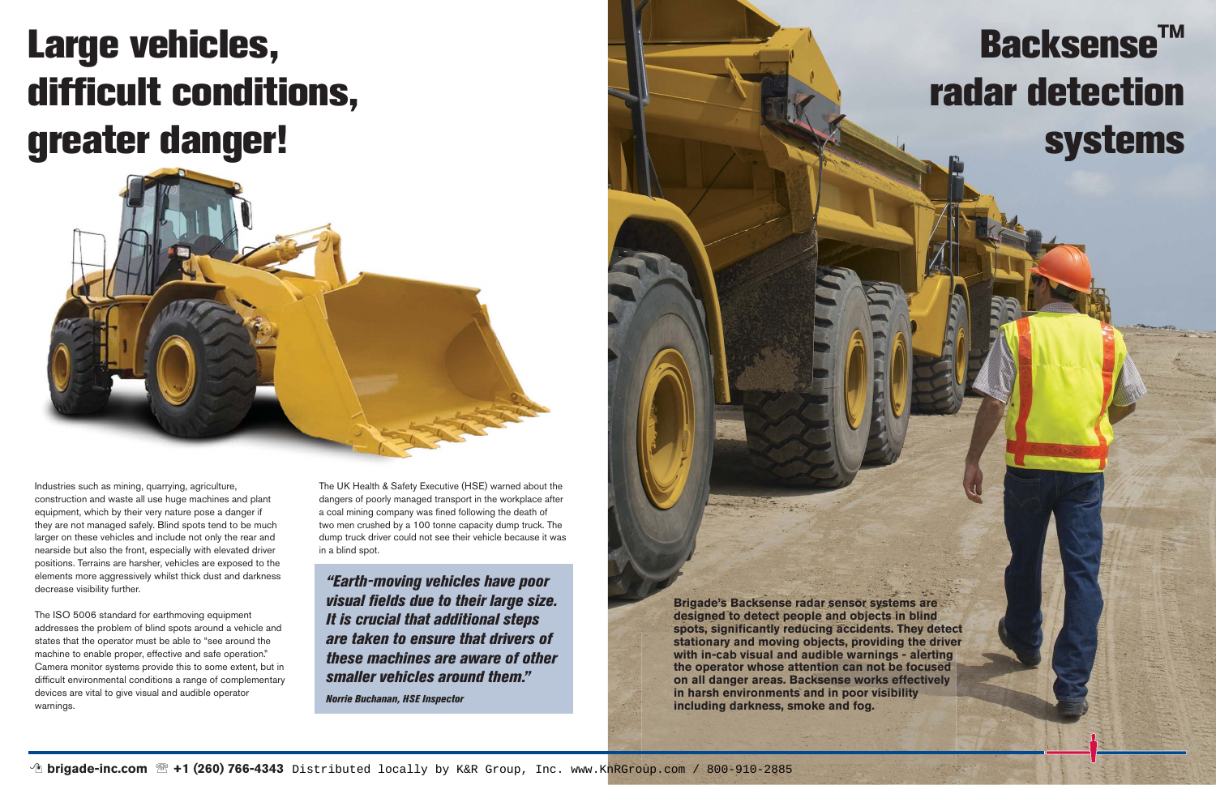# Large vehicles, difficult conditions, greater danger!

Industries such as mining, quarrying, agriculture, construction and waste all use huge machines and plant equipment, which by their very nature pose a danger if they are not managed safely. Blind spots tend to be much larger on these vehicles and include not only the rear and nearside but also the front, especially with elevated driver positions. Terrains are harsher, vehicles are exposed to the elements more aggressively whilst thick dust and darkness decrease visibility further.

The ISO 5006 standard for earthmoving equipment addresses the problem of blind spots around a vehicle and states that the operator must be able to "see around the machine to enable proper, effective and safe operation." Camera monitor systems provide this to some extent, but in difficult environmental conditions a range of complementary devices are vital to give visual and audible operator warnings.

The UK Health & Safety Executive (HSE) warned about the dangers of poorly managed transport in the workplace after a coal mining company was fined following the death of two men crushed by a 100 tonne capacity dump truck. The dump truck driver could not see their vehicle because it was in a blind spot.

> ***"Earth-moving vehicles have poor visual fields due to their large size. It is crucial that additional steps are taken to ensure that drivers of these machines are aware of other smaller vehicles around them."***
>
> ***Norrie Buchanan, HSE Inspector***

# Backsense™ radar detection systems

**Brigade's Backsense radar sensor systems are designed to detect people and objects in blind spots, significantly reducing accidents. They detect stationary and moving objects, providing the driver with in-cab visual and audible warnings - alerting the operator whose attention can not be focused on all danger areas. Backsense works effectively in harsh environments and in poor visibility including darkness, smoke and fog.**

**brigade-inc.com** **+1 (260) 766-4343** Distributed locally by K&R Group, Inc. www.KnRGroup.com / 800-910-2885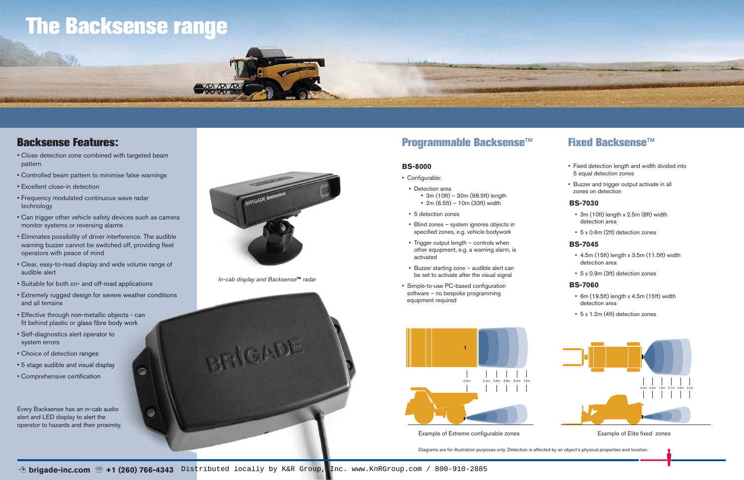# The Backsense range

## Backsense Features:

- Close detection zone combined with targeted beam pattern
- Controlled beam pattern to minimise false warnings
- Excellent close-in detection
- Frequency modulated continuous wave radar technology
- Can trigger other vehicle safety devices such as camera monitor systems or reversing alarms
- Eliminates possibility of driver interference. The audible warning buzzer cannot be switched off, providing fleet operators with peace of mind
- Clear, easy-to-read display and wide volume range of audible alert
- Suitable for both on- and off-road applications
- Extremely rugged design for severe weather conditions and all terrains
- Effective through non-metallic objects - can fit behind plastic or glass fibre body work
- Self-diagnostics alert operator to system errors
- Choice of detection ranges
- 5 stage audible and visual display
- Comprehensive certification

Every Backsense has an in-cab audio alert and LED display to alert the operator to hazards and their proximity.

*In-cab display and Backsense™ radar*

## Programmable Backsense™

### BS-8000

- Configurable:
  - Detection area
    - 3m (10ft) – 30m (98.5ft) length
    - 2m (6.5ft) – 10m (33ft) width
  - 5 detection zones
  - Blind zones – system ignores objects in specified zones, e.g. vehicle bodywork
  - Trigger output length – controls when other equipment, e.g. a warning alarm, is activated
  - Buzzer starting zone – audible alert can be set to activate after the visual signal
- Simple-to-use PC-based configuration software – no bespoke programming equipment required

0.0m 2.4m 3.6m 4.8m 6.0m 7.2m

Example of Extreme configurable zones

## Fixed Backsense™

- Fixed detection length and width divided into 5 equal detection zones
- Buzzer and trigger output activate in all zones on detection

### BS-7030

- 3m (10ft) length x 2.5m (8ft) width detection area
- 5 x 0.6m (2ft) detection zones

### BS-7045

- 4.5m (15ft) length x 3.5m (11.5ft) width detection area
- 5 x 0.9m (3ft) detection zones

### BS-7060

- 6m (19.5ft) length x 4.5m (15ft) width detection area
- 5 x 1.2m (4ft) detection zones

0.0m 0.9m 1.8m 2.7m 3.6m 4.5m

Example of Elite fixed zones

Diagrams are for illustration purposes only. Detection is affected by an object's physical properties and location.

brigade-inc.com +1 (260) 766-4343 Distributed locally by K&R Group, Inc. www.KnRGroup.com / 800-910-2885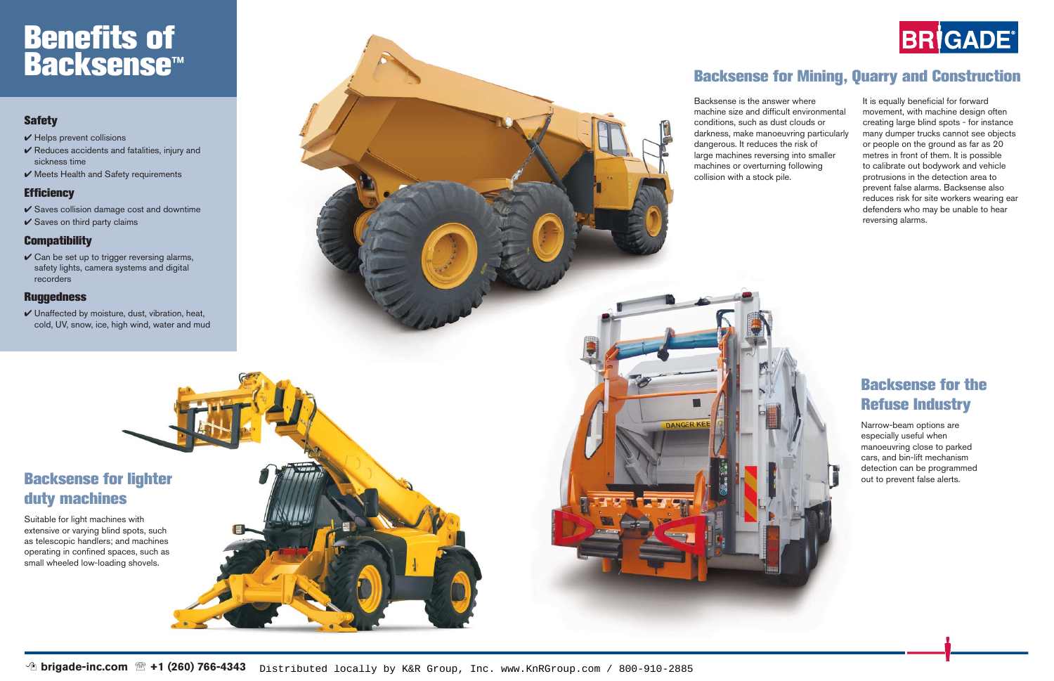# Benefits of Backsense™

### Safety

- ✔ Helps prevent collisions
- ✔ Reduces accidents and fatalities, injury and sickness time
- ✔ Meets Health and Safety requirements

### Efficiency

- ✔ Saves collision damage cost and downtime
- ✔ Saves on third party claims

### Compatibility

- ✔ Can be set up to trigger reversing alarms, safety lights, camera systems and digital recorders

### Ruggedness

- ✔ Unaffected by moisture, dust, vibration, heat, cold, UV, snow, ice, high wind, water and mud

## Backsense for Mining, Quarry and Construction

Backsense is the answer where machine size and difficult environmental conditions, such as dust clouds or darkness, make manoeuvring particularly dangerous. It reduces the risk of large machines reversing into smaller machines or overturning following collision with a stock pile.

It is equally beneficial for forward movement, with machine design often creating large blind spots - for instance many dumper trucks cannot see objects or people on the ground as far as 20 metres in front of them. It is possible to calibrate out bodywork and vehicle protrusions in the detection area to prevent false alarms. Backsense also reduces risk for site workers wearing ear defenders who may be unable to hear reversing alarms.

## Backsense for the Refuse Industry

Narrow-beam options are especially useful when manoeuvring close to parked cars, and bin-lift mechanism detection can be programmed out to prevent false alerts.

## Backsense for lighter duty machines

Suitable for light machines with extensive or varying blind spots, such as telescopic handlers; and machines operating in confined spaces, such as small wheeled low-loading shovels.

brigade-inc.com ☏ +1 (260) 766-4343 Distributed locally by K&R Group, Inc. www.KnRGroup.com / 800-910-2885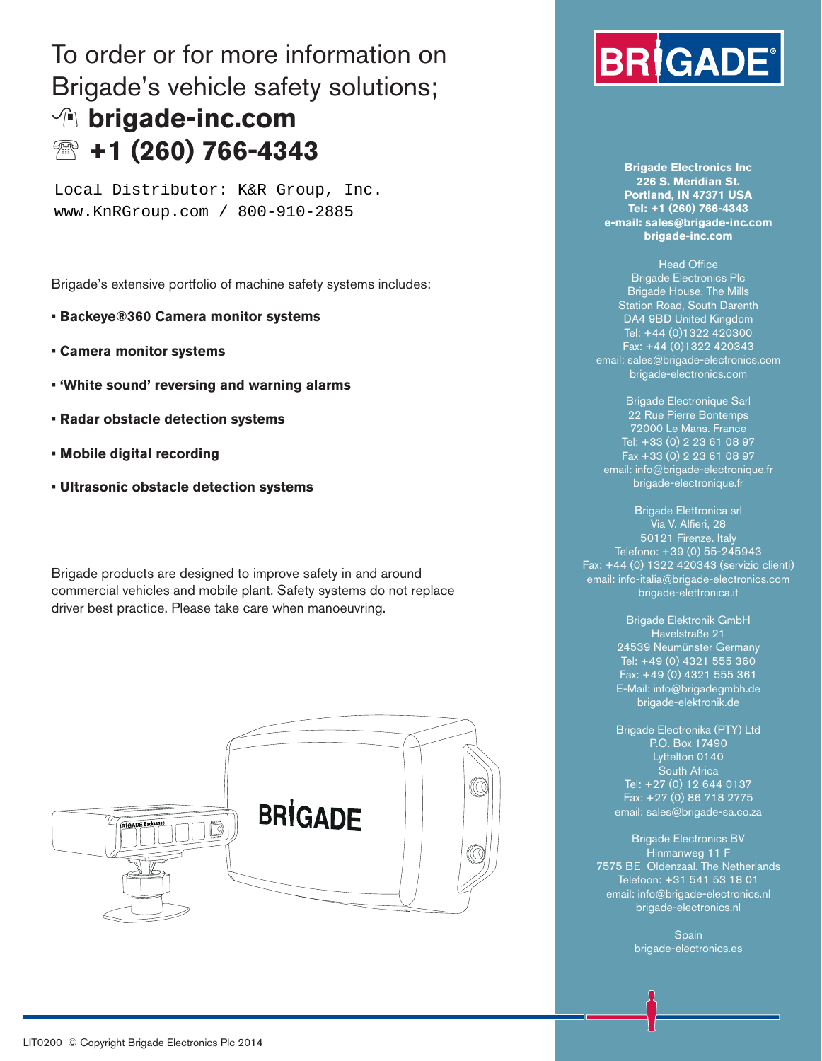# To order or for more information on Brigade's vehicle safety solutions;

## brigade-inc.com

## +1 (260) 766-4343

Local Distributor: K&R Group, Inc.
www.KnRGroup.com / 800-910-2885

Brigade's extensive portfolio of machine safety systems includes:

- **Backeye®360 Camera monitor systems**
- **Camera monitor systems**
- **'White sound' reversing and warning alarms**
- **Radar obstacle detection systems**
- **Mobile digital recording**
- **Ultrasonic obstacle detection systems**

Brigade products are designed to improve safety in and around commercial vehicles and mobile plant. Safety systems do not replace driver best practice. Please take care when manoeuvring.

BRIGADE®

**Brigade Electronics Inc**
**226 S. Meridian St.**
**Portland, IN 47371 USA**
**Tel: +1 (260) 766-4343**
**e-mail: sales@brigade-inc.com**
**brigade-inc.com**

Head Office
Brigade Electronics Plc
Brigade House, The Mills
Station Road, South Darenth
DA4 9BD United Kingdom
Tel: +44 (0)1322 420300
Fax: +44 (0)1322 420343
email: sales@brigade-electronics.com
brigade-electronics.com

Brigade Electronique Sarl
22 Rue Pierre Bontemps
72000 Le Mans. France
Tel: +33 (0) 2 23 61 08 97
Fax +33 (0) 2 23 61 08 97
email: info@brigade-electronique.fr
brigade-electronique.fr

Brigade Elettronica srl
Via V. Alfieri, 28
50121 Firenze. Italy
Telefono: +39 (0) 55-245943
Fax: +44 (0) 1322 420343 (servizio clienti)
email: info-italia@brigade-electronics.com
brigade-elettronica.it

Brigade Elektronik GmbH
Havelstraße 21
24539 Neumünster Germany
Tel: +49 (0) 4321 555 360
Fax: +49 (0) 4321 555 361
E-Mail: info@brigadegmbh.de
brigade-elektronik.de

Brigade Electronika (PTY) Ltd
P.O. Box 17490
Lyttelton 0140
South Africa
Tel: +27 (0) 12 644 0137
Fax: +27 (0) 86 718 2775
email: sales@brigade-sa.co.za

Brigade Electronics BV
Hinmanweg 11 F
7575 BE Oldenzaal. The Netherlands
Telefoon: +31 541 53 18 01
email: info@brigade-electronics.nl
brigade-electronics.nl

Spain
brigade-electronics.es

LIT0200 © Copyright Brigade Electronics Plc 2014